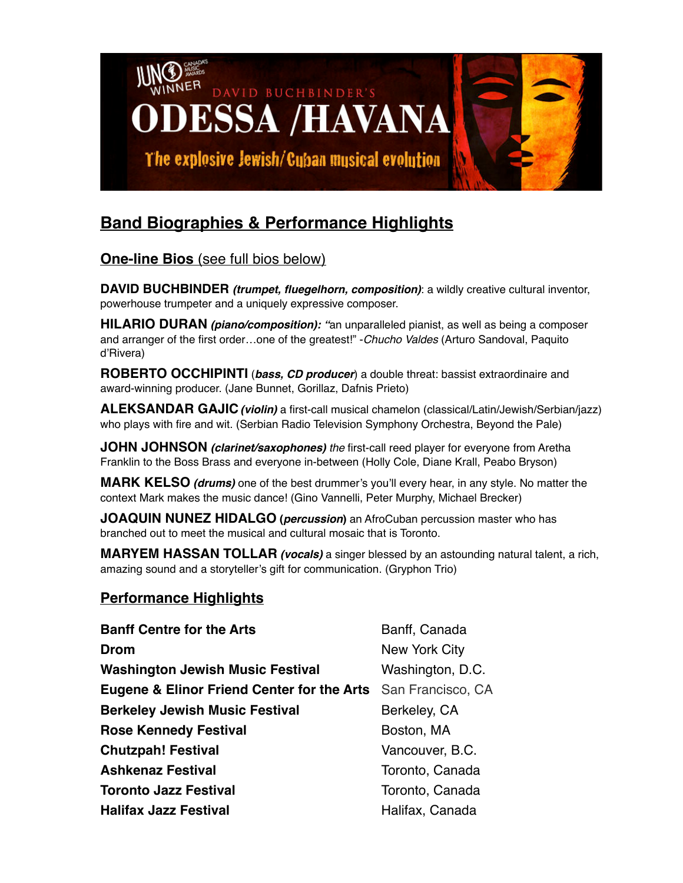JUNO WINNER CANADA'S MUSIC AWARDS

DAVID BUCHBINDER'S

# ODESSA /HAVANA

The explosive Jewish/Cuban musical evolution

## Band Biographies & Performance Highlights

### One-line Bios (see full bios below)

**DAVID BUCHBINDER** ***(trumpet, fluegelhorn, composition)***: a wildly creative cultural inventor, powerhouse trumpeter and a uniquely expressive composer.

**HILARIO DURAN** ***(piano/composition): "***an unparalleled pianist, as well as being a composer and arranger of the first order…one of the greatest!" -*Chucho Valdes* (Arturo Sandoval, Paquito d'Rivera)

**ROBERTO OCCHIPINTI** (***bass, CD producer***) a double threat: bassist extraordinaire and award-winning producer. (Jane Bunnet, Gorillaz, Dafnis Prieto)

**ALEKSANDAR GAJIC** ***(violin)*** a first-call musical chamelon (classical/Latin/Jewish/Serbian/jazz) who plays with fire and wit. (Serbian Radio Television Symphony Orchestra, Beyond the Pale)

**JOHN JOHNSON** ***(clarinet/saxophones)*** *the* first-call reed player for everyone from Aretha Franklin to the Boss Brass and everyone in-between (Holly Cole, Diane Krall, Peabo Bryson)

**MARK KELSO** ***(drums)*** one of the best drummer's you'll every hear, in any style. No matter the context Mark makes the music dance! (Gino Vannelli, Peter Murphy, Michael Brecker)

**JOAQUIN NUNEZ HIDALGO (*percussion*)** an AfroCuban percussion master who has branched out to meet the musical and cultural mosaic that is Toronto.

**MARYEM HASSAN TOLLAR** ***(vocals)*** a singer blessed by an astounding natural talent, a rich, amazing sound and a storyteller's gift for communication. (Gryphon Trio)

### Performance Highlights

| | |
|---|---|
| **Banff Centre for the Arts** | Banff, Canada |
| **Drom** | New York City |
| **Washington Jewish Music Festival** | Washington, D.C. |
| **Eugene & Elinor Friend Center for the Arts** | San Francisco, CA |
| **Berkeley Jewish Music Festival** | Berkeley, CA |
| **Rose Kennedy Festival** | Boston, MA |
| **Chutzpah! Festival** | Vancouver, B.C. |
| **Ashkenaz Festival** | Toronto, Canada |
| **Toronto Jazz Festival** | Toronto, Canada |
| **Halifax Jazz Festival** | Halifax, Canada |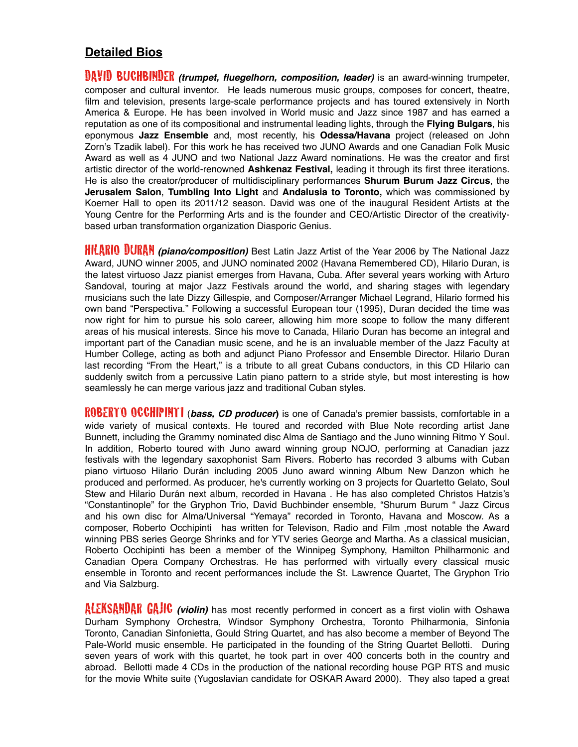## Detailed Bios

**DAVID BUCHBINDER** ***(trumpet, fluegelhorn, composition, leader)*** is an award-winning trumpeter, composer and cultural inventor. He leads numerous music groups, composes for concert, theatre, film and television, presents large-scale performance projects and has toured extensively in North America & Europe. He has been involved in World music and Jazz since 1987 and has earned a reputation as one of its compositional and instrumental leading lights, through the **Flying Bulgars**, his eponymous **Jazz Ensemble** and, most recently, his **Odessa/Havana** project (released on John Zorn's Tzadik label). For this work he has received two JUNO Awards and one Canadian Folk Music Award as well as 4 JUNO and two National Jazz Award nominations. He was the creator and first artistic director of the world-renowned **Ashkenaz Festival,** leading it through its first three iterations. He is also the creator/producer of multidisciplinary performances **Shurum Burum Jazz Circus**, the **Jerusalem Salon**, **Tumbling Into Light** and **Andalusia to Toronto,** which was commissioned by Koerner Hall to open its 2011/12 season. David was one of the inaugural Resident Artists at the Young Centre for the Performing Arts and is the founder and CEO/Artistic Director of the creativity-based urban transformation organization Diasporic Genius.

**HILARIO DURAN** ***(piano/composition)*** Best Latin Jazz Artist of the Year 2006 by The National Jazz Award, JUNO winner 2005, and JUNO nominated 2002 (Havana Remembered CD), Hilario Duran, is the latest virtuoso Jazz pianist emerges from Havana, Cuba. After several years working with Arturo Sandoval, touring at major Jazz Festivals around the world, and sharing stages with legendary musicians such the late Dizzy Gillespie, and Composer/Arranger Michael Legrand, Hilario formed his own band "Perspectiva." Following a successful European tour (1995), Duran decided the time was now right for him to pursue his solo career, allowing him more scope to follow the many different areas of his musical interests. Since his move to Canada, Hilario Duran has become an integral and important part of the Canadian music scene, and he is an invaluable member of the Jazz Faculty at Humber College, acting as both and adjunct Piano Professor and Ensemble Director. Hilario Duran last recording "From the Heart," is a tribute to all great Cubans conductors, in this CD Hilario can suddenly switch from a percussive Latin piano pattern to a stride style, but most interesting is how seamlessly he can merge various jazz and traditional Cuban styles.

**ROBERTO OCCHIPINTI** (***bass, CD producer***) is one of Canada's premier bassists, comfortable in a wide variety of musical contexts. He toured and recorded with Blue Note recording artist Jane Bunnett, including the Grammy nominated disc Alma de Santiago and the Juno winning Ritmo Y Soul. In addition, Roberto toured with Juno award winning group NOJO, performing at Canadian jazz festivals with the legendary saxophonist Sam Rivers. Roberto has recorded 3 albums with Cuban piano virtuoso Hilario Durán including 2005 Juno award winning Album New Danzon which he produced and performed. As producer, he's currently working on 3 projects for Quartetto Gelato, Soul Stew and Hilario Durán next album, recorded in Havana . He has also completed Christos Hatzis's "Constantinople" for the Gryphon Trio, David Buchbinder ensemble, "Shurum Burum " Jazz Circus and his own disc for Alma/Universal "Yemaya" recorded in Toronto, Havana and Moscow. As a composer, Roberto Occhipinti has written for Televison, Radio and Film ,most notable the Award winning PBS series George Shrinks and for YTV series George and Martha. As a classical musician, Roberto Occhipinti has been a member of the Winnipeg Symphony, Hamilton Philharmonic and Canadian Opera Company Orchestras. He has performed with virtually every classical music ensemble in Toronto and recent performances include the St. Lawrence Quartet, The Gryphon Trio and Via Salzburg.

**ALEKSANDAR GAJIC** ***(violin)*** has most recently performed in concert as a first violin with Oshawa Durham Symphony Orchestra, Windsor Symphony Orchestra, Toronto Philharmonia, Sinfonia Toronto, Canadian Sinfonietta, Gould String Quartet, and has also become a member of Beyond The Pale-World music ensemble. He participated in the founding of the String Quartet Bellotti. During seven years of work with this quartet, he took part in over 400 concerts both in the country and abroad. Bellotti made 4 CDs in the production of the national recording house PGP RTS and music for the movie White suite (Yugoslavian candidate for OSKAR Award 2000). They also taped a great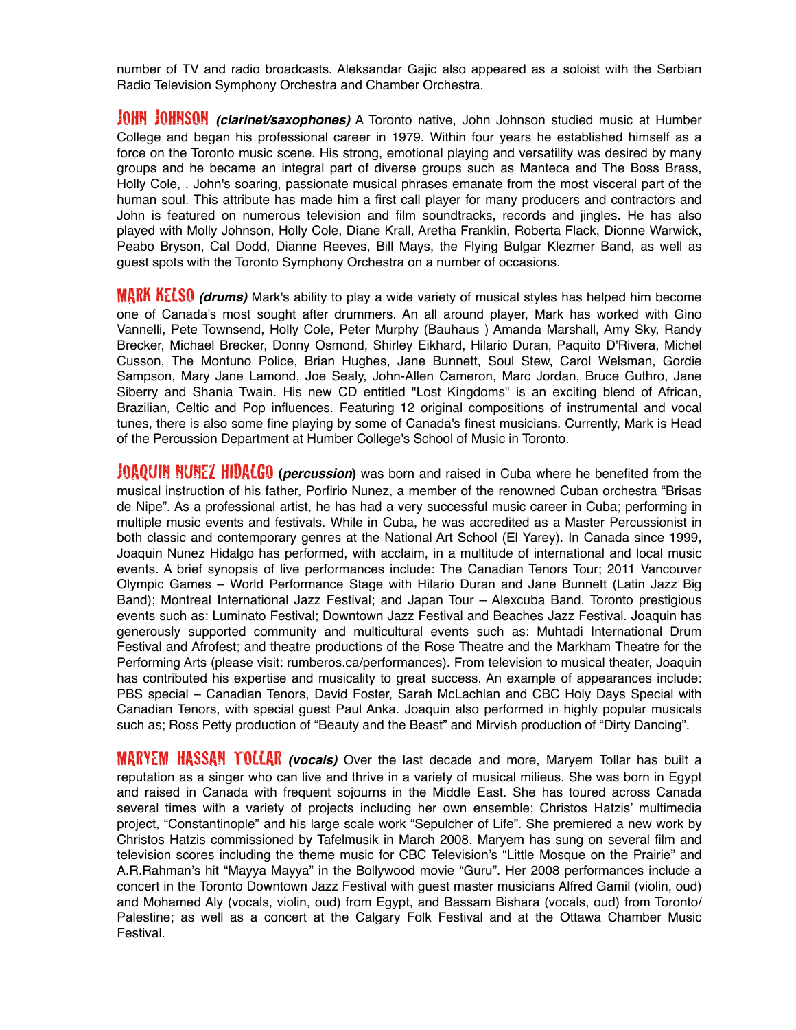number of TV and radio broadcasts. Aleksandar Gajic also appeared as a soloist with the Serbian Radio Television Symphony Orchestra and Chamber Orchestra.

**JOHN JOHNSON** ***(clarinet/saxophones)*** A Toronto native, John Johnson studied music at Humber College and began his professional career in 1979. Within four years he established himself as a force on the Toronto music scene. His strong, emotional playing and versatility was desired by many groups and he became an integral part of diverse groups such as Manteca and The Boss Brass, Holly Cole, . John's soaring, passionate musical phrases emanate from the most visceral part of the human soul. This attribute has made him a first call player for many producers and contractors and John is featured on numerous television and film soundtracks, records and jingles. He has also played with Molly Johnson, Holly Cole, Diane Krall, Aretha Franklin, Roberta Flack, Dionne Warwick, Peabo Bryson, Cal Dodd, Dianne Reeves, Bill Mays, the Flying Bulgar Klezmer Band, as well as guest spots with the Toronto Symphony Orchestra on a number of occasions.

**MARK KELSO** ***(drums)*** Mark's ability to play a wide variety of musical styles has helped him become one of Canada's most sought after drummers. An all around player, Mark has worked with Gino Vannelli, Pete Townsend, Holly Cole, Peter Murphy (Bauhaus ) Amanda Marshall, Amy Sky, Randy Brecker, Michael Brecker, Donny Osmond, Shirley Eikhard, Hilario Duran, Paquito D'Rivera, Michel Cusson, The Montuno Police, Brian Hughes, Jane Bunnett, Soul Stew, Carol Welsman, Gordie Sampson, Mary Jane Lamond, Joe Sealy, John-Allen Cameron, Marc Jordan, Bruce Guthro, Jane Siberry and Shania Twain. His new CD entitled "Lost Kingdoms" is an exciting blend of African, Brazilian, Celtic and Pop influences. Featuring 12 original compositions of instrumental and vocal tunes, there is also some fine playing by some of Canada's finest musicians. Currently, Mark is Head of the Percussion Department at Humber College's School of Music in Toronto.

**JOAQUIN NUNEZ HIDALGO** **(*percussion*)** was born and raised in Cuba where he benefited from the musical instruction of his father, Porfirio Nunez, a member of the renowned Cuban orchestra "Brisas de Nipe". As a professional artist, he has had a very successful music career in Cuba; performing in multiple music events and festivals. While in Cuba, he was accredited as a Master Percussionist in both classic and contemporary genres at the National Art School (El Yarey). In Canada since 1999, Joaquin Nunez Hidalgo has performed, with acclaim, in a multitude of international and local music events. A brief synopsis of live performances include: The Canadian Tenors Tour; 2011 Vancouver Olympic Games – World Performance Stage with Hilario Duran and Jane Bunnett (Latin Jazz Big Band); Montreal International Jazz Festival; and Japan Tour – Alexcuba Band. Toronto prestigious events such as: Luminato Festival; Downtown Jazz Festival and Beaches Jazz Festival. Joaquin has generously supported community and multicultural events such as: Muhtadi International Drum Festival and Afrofest; and theatre productions of the Rose Theatre and the Markham Theatre for the Performing Arts (please visit: rumberos.ca/performances). From television to musical theater, Joaquin has contributed his expertise and musicality to great success. An example of appearances include: PBS special – Canadian Tenors, David Foster, Sarah McLachlan and CBC Holy Days Special with Canadian Tenors, with special guest Paul Anka. Joaquin also performed in highly popular musicals such as; Ross Petty production of "Beauty and the Beast" and Mirvish production of "Dirty Dancing".

**MARYEM HASSAN TOLLAR** ***(vocals)*** Over the last decade and more, Maryem Tollar has built a reputation as a singer who can live and thrive in a variety of musical milieus. She was born in Egypt and raised in Canada with frequent sojourns in the Middle East. She has toured across Canada several times with a variety of projects including her own ensemble; Christos Hatzis' multimedia project, "Constantinople" and his large scale work "Sepulcher of Life". She premiered a new work by Christos Hatzis commissioned by Tafelmusik in March 2008. Maryem has sung on several film and television scores including the theme music for CBC Television's "Little Mosque on the Prairie" and A.R.Rahman's hit "Mayya Mayya" in the Bollywood movie "Guru". Her 2008 performances include a concert in the Toronto Downtown Jazz Festival with guest master musicians Alfred Gamil (violin, oud) and Mohamed Aly (vocals, violin, oud) from Egypt, and Bassam Bishara (vocals, oud) from Toronto/ Palestine; as well as a concert at the Calgary Folk Festival and at the Ottawa Chamber Music Festival.